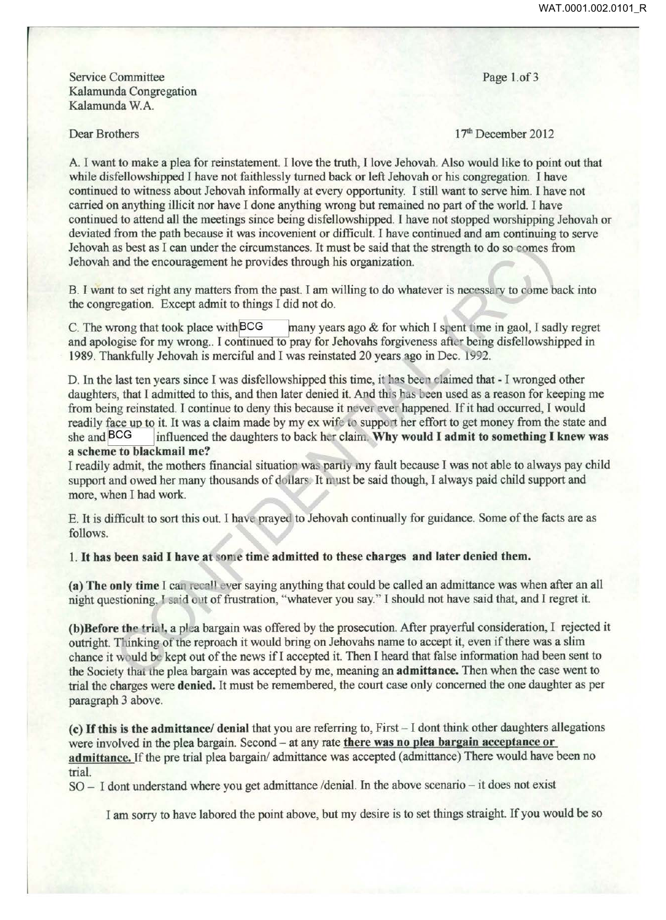Service Committee
Kalamunda Congregation
Kalamunda W.A.

Dear Brothers

17th December 2012

A. I want to make a plea for reinstatement. I love the truth, I love Jehovah. Also would like to point out that while disfellowshipped I have not faithlessly turned back or left Jehovah or his congregation. I have continued to witness about Jehovah informally at every opportunity. I still want to serve him. I have not carried on anything illicit nor have I done anything wrong but remained no part of the world. I have continued to attend all the meetings since being disfellowshipped. I have not stopped worshipping Jehovah or deviated from the path because it was incovenient or difficult. I have continued and am continuing to serve Jehovah as best as I can under the circumstances. It must be said that the strength to do so comes from Jehovah and the encouragement he provides through his organization.

B. I want to set right any matters from the past. I am willing to do whatever is necessary to come back into the congregation. Except admit to things I did not do.

C. The wrong that took place with BCG many years ago & for which I spent time in gaol, I sadly regret and apologise for my wrong.. I continued to pray for Jehovahs forgiveness after being disfellowshipped in 1989. Thankfully Jehovah is merciful and I was reinstated 20 years ago in Dec. 1992.

D. In the last ten years since I was disfellowshipped this time, it has been claimed that - I wronged other daughters, that I admitted to this, and then later denied it. And this has been used as a reason for keeping me from being reinstated. I continue to deny this because it never ever happened. If it had occurred, I would readily face up to it. It was a claim made by my ex wife to support her effort to get money from the state and she and BCG influenced the daughters to back her claim. **Why would I admit to something I knew was a scheme to blackmail me?**
I readily admit, the mothers financial situation was partly my fault because I was not able to always pay child support and owed her many thousands of dollars. It must be said though, I always paid child support and more, when I had work.

E. It is difficult to sort this out. I have prayed to Jehovah continually for guidance. Some of the facts are as follows.

1. **It has been said I have at some time admitted to these charges and later denied them.**

**(a) The only time** I can recall ever saying anything that could be called an admittance was when after an all night questioning, I said out of frustration, "whatever you say." I should not have said that, and I regret it.

**(b)Before the trial,** a plea bargain was offered by the prosecution. After prayerful consideration, I rejected it outright. Thinking of the reproach it would bring on Jehovahs name to accept it, even if there was a slim chance it would be kept out of the news if I accepted it. Then I heard that false information had been sent to the Society that the plea bargain was accepted by me, meaning an **admittance.** Then when the case went to trial the charges were **denied.** It must be remembered, the court case only concerned the one daughter as per paragraph 3 above.

**(c) If this is the admittance/ denial** that you are referring to, First – I dont think other daughters allegations were involved in the plea bargain. Second – at any rate **<u>there was no plea bargain acceptance or admittance.</u>** If the pre trial plea bargain/ admittance was accepted (admittance) There would have been no trial.
SO – I dont understand where you get admittance /denial. In the above scenario – it does not exist

I am sorry to have labored the point above, but my desire is to set things straight. If you would be so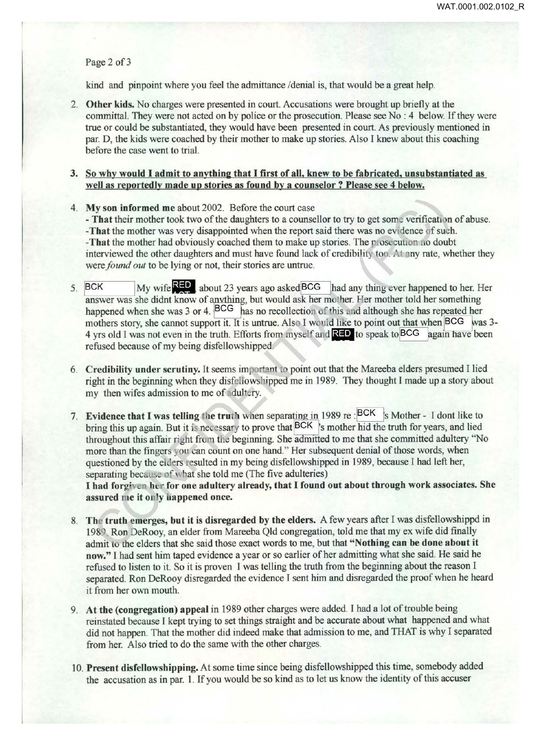kind and pinpoint where you feel the admittance /denial is, that would be a great help.

2. **Other kids.** No charges were presented in court. Accusations were brought up briefly at the committal. They were not acted on by police or the prosecution. Please see No : 4 below. If they were true or could be substantiated, they would have been presented in court. As previously mentioned in par. D, the kids were coached by their mother to make up stories. Also I knew about this coaching before the case went to trial.

3. **<u>So why would I admit to anything that I first of all, knew to be fabricated, unsubstantiated as well as reportedly made up stories as found by a counselor ? Please see 4 below.</u>**

4. **My son informed me** about 2002. Before the court case
   - **That** their mother took two of the daughters to a counsellor to try to get some verification of abuse.
   -**That** the mother was very disappointed when the report said there was no evidence of such.
   -**That** the mother had obviously coached them to make up stories. The prosecution no doubt interviewed the other daughters and must have found lack of credibility too. At any rate, whether they were *found out* to be lying or not, their stories are untrue.

5. BCK My wife RED about 23 years ago asked BCG had any thing ever happened to her. Her answer was she didnt know of anything, but would ask her mother. Her mother told her something happened when she was 3 or 4. BCG has no recollection of this and although she has repeated her mothers story, she cannot support it. It is untrue. Also I would like to point out that when BCG was 3-4 yrs old I was not even in the truth. Efforts from myself and RED to speak to BCG again have been refused because of my being disfellowshipped.

6. **Credibility under scrutiny.** It seems important to point out that the Mareeba elders presumed I lied right in the beginning when they disfellowshipped me in 1989. They thought I made up a story about my then wifes admission to me of adultery.

7. **Evidence that I was telling the truth** when separating in 1989 re : BCK 's Mother - I dont like to bring this up again. But it is necessary to prove that BCK 's mother hid the truth for years, and lied throughout this affair right from the beginning. She admitted to me that she committed adultery "No more than the fingers you can count on one hand." Her subsequent denial of those words, when questioned by the elders resulted in my being disfellowshipped in 1989, because I had left her, separating because of what she told me (The five adulteries)
   **I had forgiven her for one adultery already, that I found out about through work associates. She assured me it only happened once.**

8. **The truth emerges, but it is disregarded by the elders.** A few years after I was disfellowshippd in 1989 Ron DeRooy, an elder from Mareeba Qld congregation, told me that my ex wife did finally admit to the elders that she said those exact words to me, but that **"Nothing can be done about it now."** I had sent him taped evidence a year or so earlier of her admitting what she said. He said he refused to listen to it. So it is proven I was telling the truth from the beginning about the reason I separated. Ron DeRooy disregarded the evidence I sent him and disregarded the proof when he heard it from her own mouth.

9. **At the (congregation) appeal** in 1989 other charges were added. I had a lot of trouble being reinstated because I kept trying to set things straight and be accurate about what happened and what did not happen. That the mother did indeed make that admission to me, and THAT is why I separated from her. Also tried to do the same with the other charges.

10. **Present disfellowshipping.** At some time since being disfellowshipped this time, somebody added the accusation as in par. 1. If you would be so kind as to let us know the identity of this accuser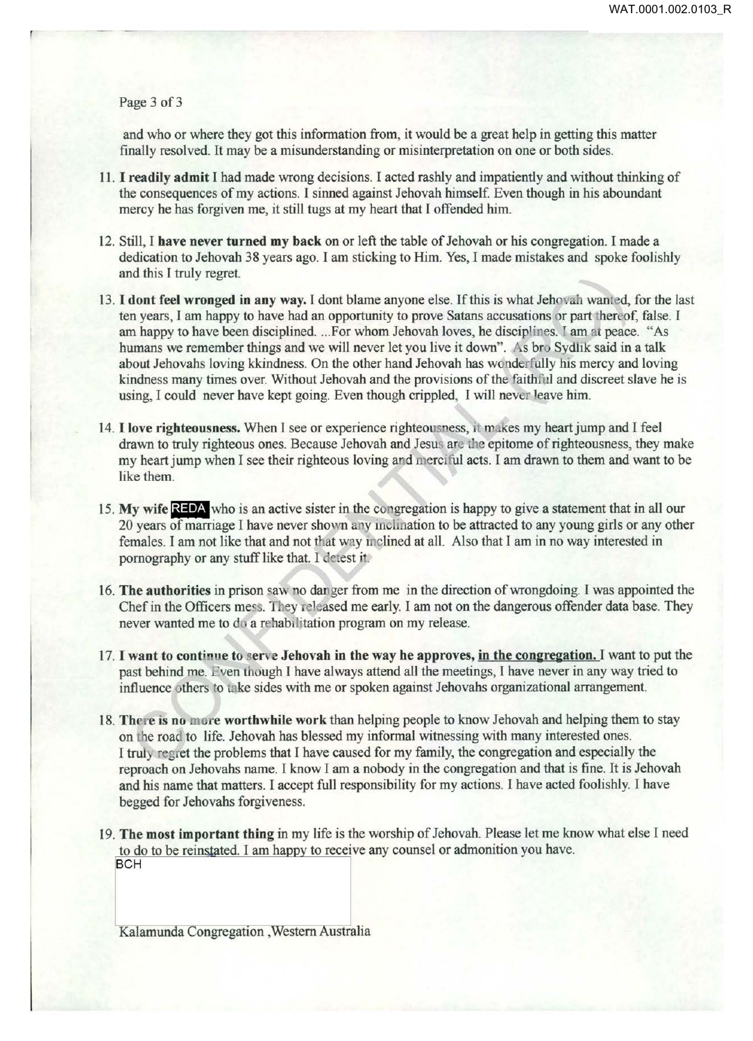and who or where they got this information from, it would be a great help in getting this matter finally resolved. It may be a misunderstanding or misinterpretation on one or both sides.

11. **I readily admit** I had made wrong decisions. I acted rashly and impatiently and without thinking of the consequences of my actions. I sinned against Jehovah himself. Even though in his aboundant mercy he has forgiven me, it still tugs at my heart that I offended him.

12. Still, I **have never turned my back** on or left the table of Jehovah or his congregation. I made a dedication to Jehovah 38 years ago. I am sticking to Him. Yes, I made mistakes and spoke foolishly and this I truly regret.

13. **I dont feel wronged in any way.** I dont blame anyone else. If this is what Jehovah wanted, for the last ten years, I am happy to have had an opportunity to prove Satans accusations or part thereof, false. I am happy to have been disciplined. ...For whom Jehovah loves, he disciplines. I am at peace. "As humans we remember things and we will never let you live it down". As bro Sydlik said in a talk about Jehovahs loving kkindness. On the other hand Jehovah has wonderfully his mercy and loving kindness many times over. Without Jehovah and the provisions of the faithful and discreet slave he is using, I could never have kept going. Even though crippled, I will never leave him.

14. **I love righteousness.** When I see or experience righteousness, it makes my heart jump and I feel drawn to truly righteous ones. Because Jehovah and Jesus are the epitome of righteousness, they make my heart jump when I see their righteous loving and merciful acts. I am drawn to them and want to be like them.

15. **My wife** REDA who is an active sister in the congregation is happy to give a statement that in all our 20 years of marriage I have never shown any inclination to be attracted to any young girls or any other females. I am not like that and not that way inclined at all. Also that I am in no way interested in pornography or any stuff like that. I detest it.

16. **The authorities** in prison saw no danger from me in the direction of wrongdoing. I was appointed the Chef in the Officers mess. They released me early. I am not on the dangerous offender data base. They never wanted me to do a rehabilitation program on my release.

17. **I want to continue to serve Jehovah in the way he approves, <u>in the congregation.</u>** I want to put the past behind me. Even though I have always attend all the meetings, I have never in any way tried to influence others to take sides with me or spoken against Jehovahs organizational arrangement.

18. **There is no more worthwhile work** than helping people to know Jehovah and helping them to stay on the road to life. Jehovah has blessed my informal witnessing with many interested ones. I truly regret the problems that I have caused for my family, the congregation and especially the reproach on Jehovahs name. I know I am a nobody in the congregation and that is fine. It is Jehovah and his name that matters. I accept full responsibility for my actions. I have acted foolishly. I have begged for Jehovahs forgiveness.

19. **The most important thing** in my life is the worship of Jehovah. Please let me know what else I need to do to be reinstated. I am happy to receive any counsel or admonition you have.

BCH

Kalamunda Congregation ,Western Australia